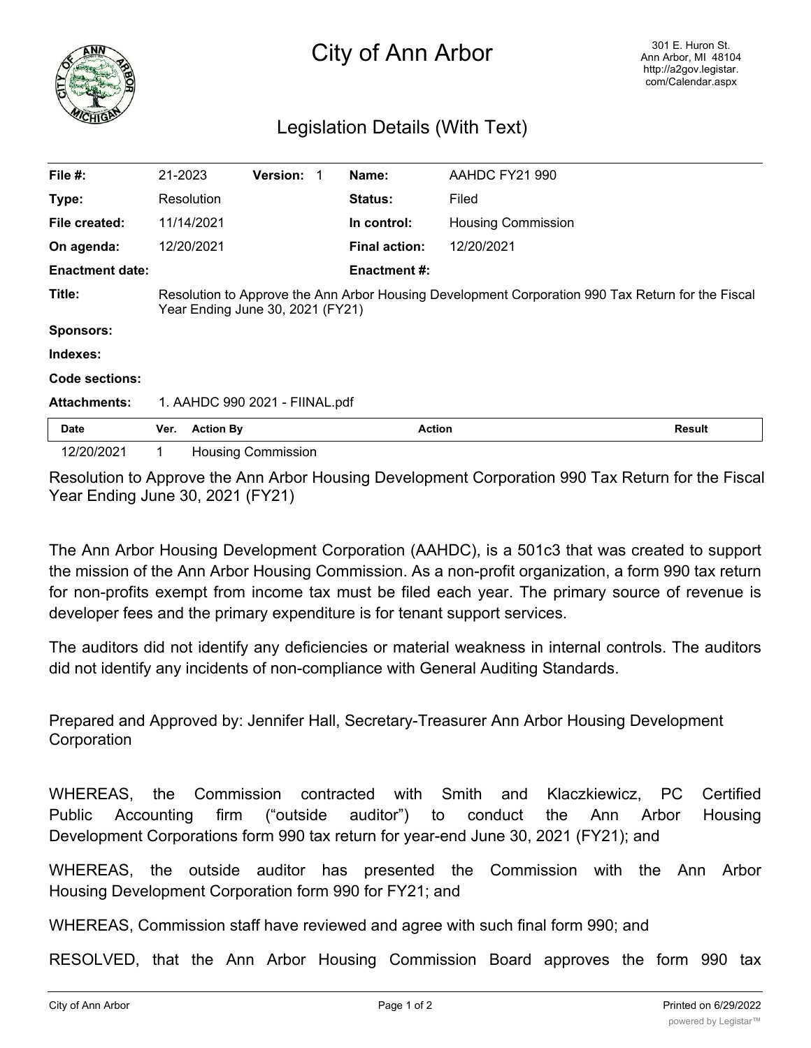# City of Ann Arbor

301 E. Huron St.
Ann Arbor, MI 48104
http://a2gov.legistar.com/Calendar.aspx

## Legislation Details (With Text)

| | | | |
|---|---|---|---|
| **File #:** | 21-2023 **Version:** 1 | **Name:** | AAHDC FY21 990 |
| **Type:** | Resolution | **Status:** | Filed |
| **File created:** | 11/14/2021 | **In control:** | Housing Commission |
| **On agenda:** | 12/20/2021 | **Final action:** | 12/20/2021 |
| **Enactment date:** | | **Enactment #:** | |

**Title:** Resolution to Approve the Ann Arbor Housing Development Corporation 990 Tax Return for the Fiscal Year Ending June 30, 2021 (FY21)

**Sponsors:**

**Indexes:**

**Code sections:**

**Attachments:** 1. AAHDC 990 2021 - FIINAL.pdf

| Date | Ver. | Action By | Action | Result |
|---|---|---|---|---|
| 12/20/2021 | 1 | Housing Commission | | |

Resolution to Approve the Ann Arbor Housing Development Corporation 990 Tax Return for the Fiscal Year Ending June 30, 2021 (FY21)

The Ann Arbor Housing Development Corporation (AAHDC), is a 501c3 that was created to support the mission of the Ann Arbor Housing Commission. As a non-profit organization, a form 990 tax return for non-profits exempt from income tax must be filed each year. The primary source of revenue is developer fees and the primary expenditure is for tenant support services.

The auditors did not identify any deficiencies or material weakness in internal controls. The auditors did not identify any incidents of non-compliance with General Auditing Standards.

Prepared and Approved by: Jennifer Hall, Secretary-Treasurer Ann Arbor Housing Development Corporation

WHEREAS, the Commission contracted with Smith and Klaczkiewicz, PC Certified Public Accounting firm ("outside auditor") to conduct the Ann Arbor Housing Development Corporations form 990 tax return for year-end June 30, 2021 (FY21); and

WHEREAS, the outside auditor has presented the Commission with the Ann Arbor Housing Development Corporation form 990 for FY21; and

WHEREAS, Commission staff have reviewed and agree with such final form 990; and

RESOLVED, that the Ann Arbor Housing Commission Board approves the form 990 tax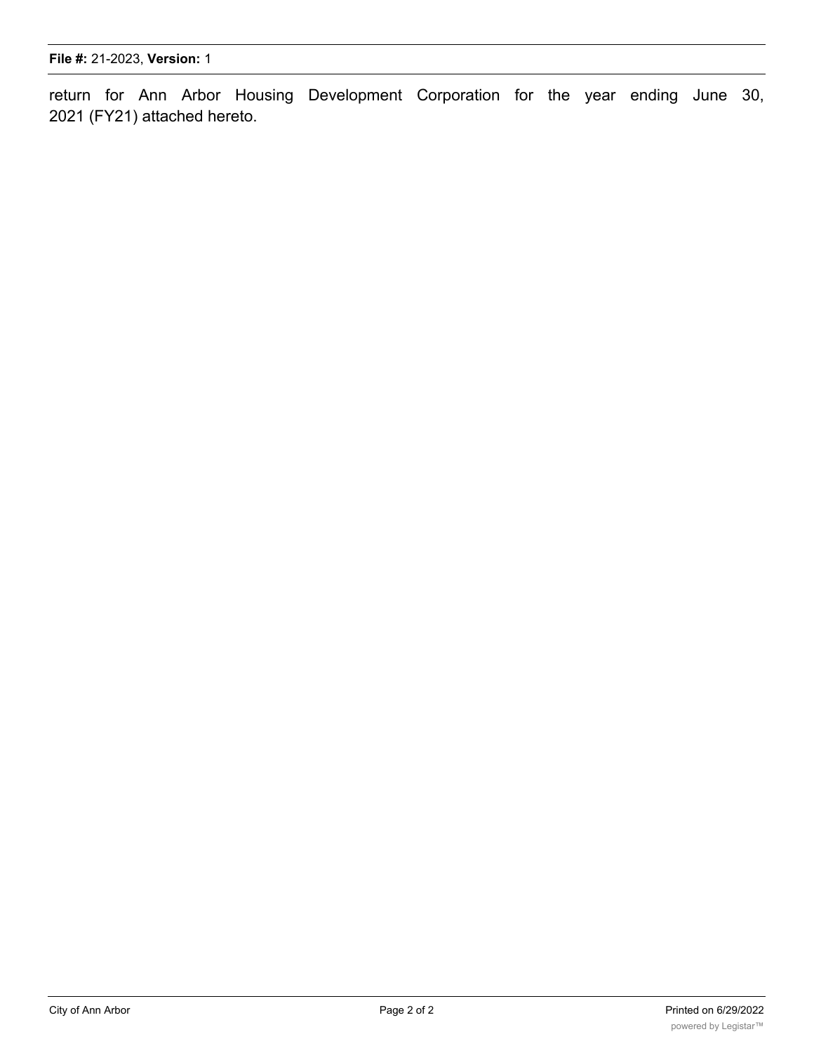return for Ann Arbor Housing Development Corporation for the year ending June 30, 2021 (FY21) attached hereto.